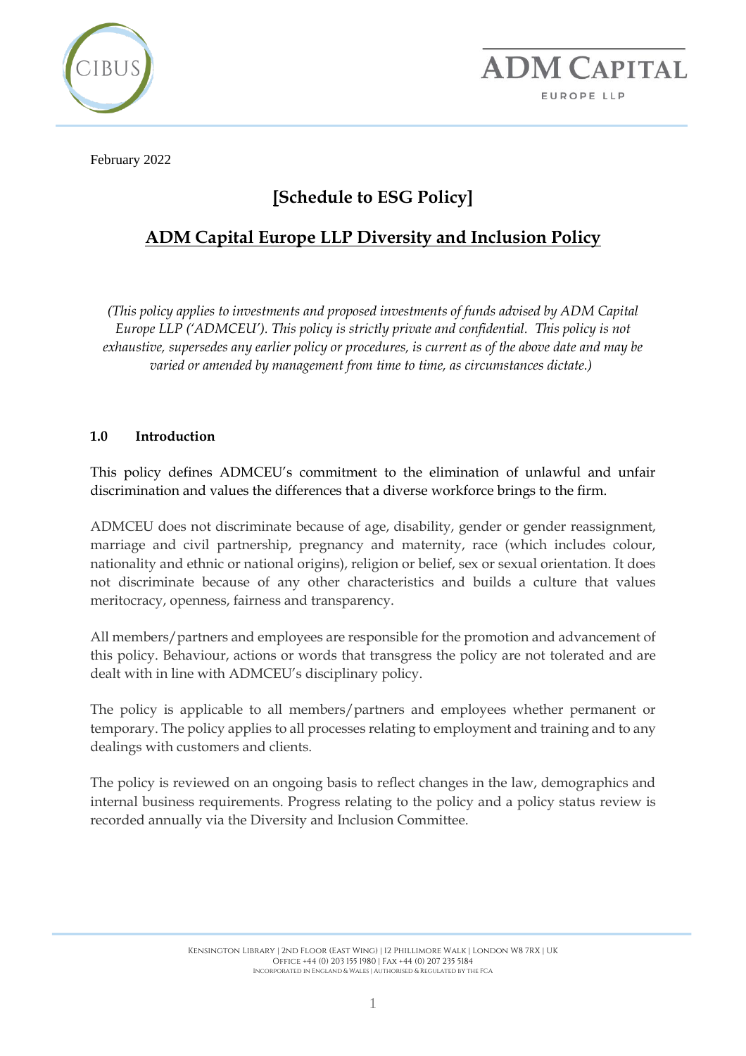February 2022

# [Schedule to ESG Policy]

## ADM Capital Europe LLP Diversity and Inclusion Policy

*(This policy applies to investments and proposed investments of funds advised by ADM Capital Europe LLP ('ADMCEU'). This policy is strictly private and confidential. This policy is not exhaustive, supersedes any earlier policy or procedures, is current as of the above date and may be varied or amended by management from time to time, as circumstances dictate.)*

### 1.0 Introduction

This policy defines ADMCEU's commitment to the elimination of unlawful and unfair discrimination and values the differences that a diverse workforce brings to the firm.

ADMCEU does not discriminate because of age, disability, gender or gender reassignment, marriage and civil partnership, pregnancy and maternity, race (which includes colour, nationality and ethnic or national origins), religion or belief, sex or sexual orientation. It does not discriminate because of any other characteristics and builds a culture that values meritocracy, openness, fairness and transparency.

All members/partners and employees are responsible for the promotion and advancement of this policy. Behaviour, actions or words that transgress the policy are not tolerated and are dealt with in line with ADMCEU's disciplinary policy.

The policy is applicable to all members/partners and employees whether permanent or temporary. The policy applies to all processes relating to employment and training and to any dealings with customers and clients.

The policy is reviewed on an ongoing basis to reflect changes in the law, demographics and internal business requirements. Progress relating to the policy and a policy status review is recorded annually via the Diversity and Inclusion Committee.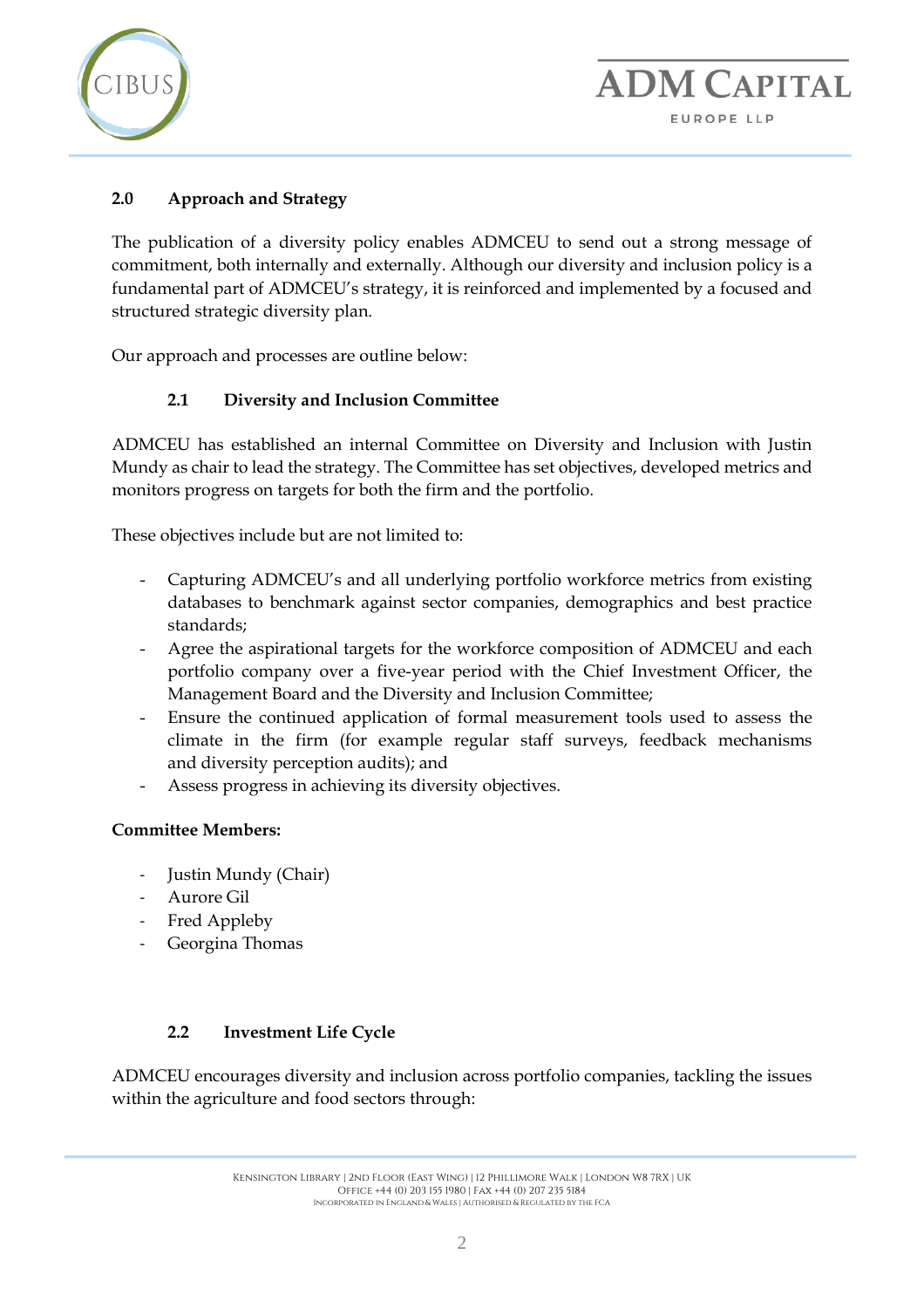## 2.0 Approach and Strategy

The publication of a diversity policy enables ADMCEU to send out a strong message of commitment, both internally and externally. Although our diversity and inclusion policy is a fundamental part of ADMCEU's strategy, it is reinforced and implemented by a focused and structured strategic diversity plan.

Our approach and processes are outline below:

### 2.1 Diversity and Inclusion Committee

ADMCEU has established an internal Committee on Diversity and Inclusion with Justin Mundy as chair to lead the strategy. The Committee has set objectives, developed metrics and monitors progress on targets for both the firm and the portfolio.

These objectives include but are not limited to:

- Capturing ADMCEU's and all underlying portfolio workforce metrics from existing databases to benchmark against sector companies, demographics and best practice standards;
- Agree the aspirational targets for the workforce composition of ADMCEU and each portfolio company over a five-year period with the Chief Investment Officer, the Management Board and the Diversity and Inclusion Committee;
- Ensure the continued application of formal measurement tools used to assess the climate in the firm (for example regular staff surveys, feedback mechanisms and diversity perception audits); and
- Assess progress in achieving its diversity objectives.

**Committee Members:**

- Justin Mundy (Chair)
- Aurore Gil
- Fred Appleby
- Georgina Thomas

### 2.2 Investment Life Cycle

ADMCEU encourages diversity and inclusion across portfolio companies, tackling the issues within the agriculture and food sectors through: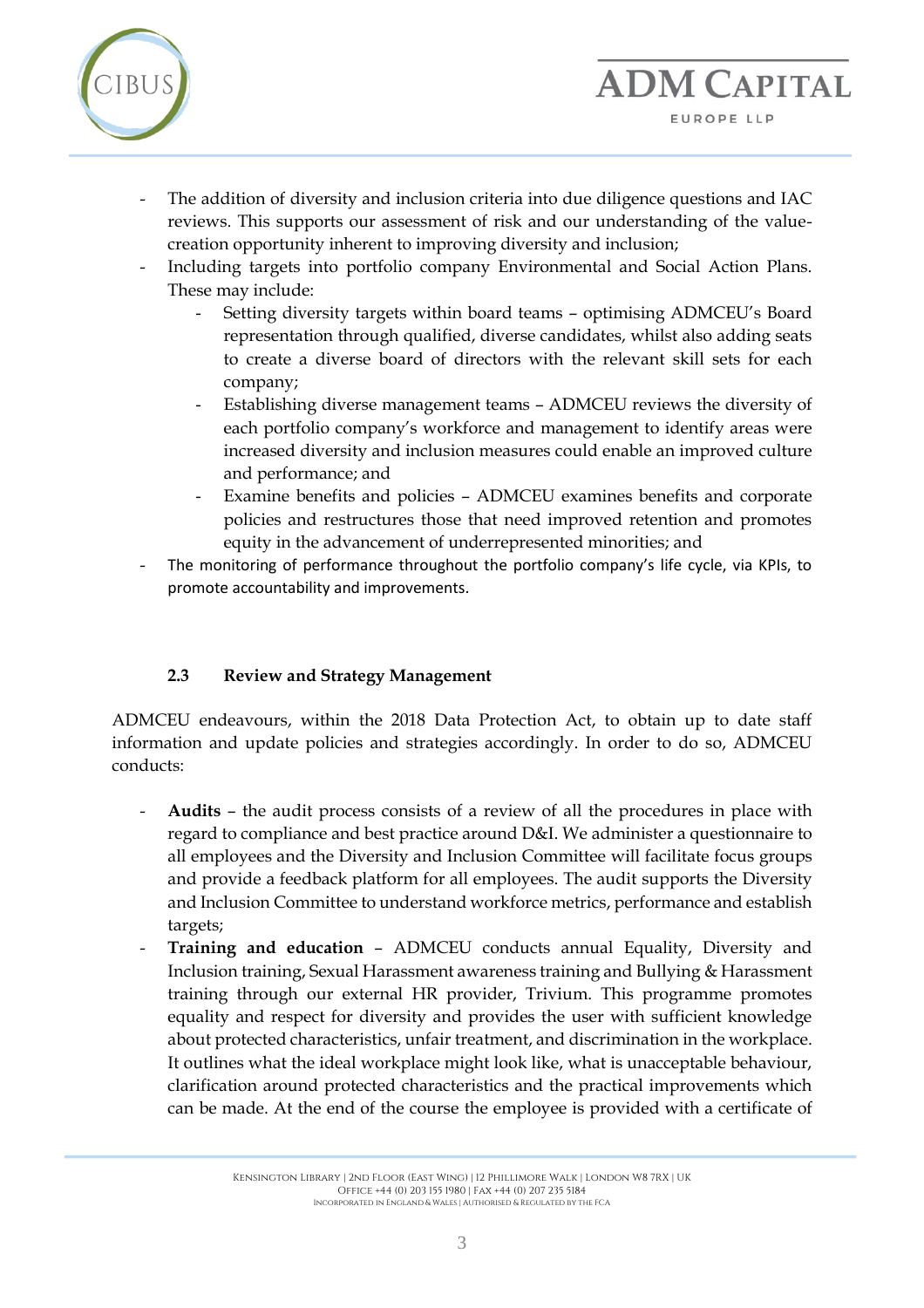- The addition of diversity and inclusion criteria into due diligence questions and IAC reviews. This supports our assessment of risk and our understanding of the value-creation opportunity inherent to improving diversity and inclusion;
- Including targets into portfolio company Environmental and Social Action Plans. These may include:
  - Setting diversity targets within board teams – optimising ADMCEU's Board representation through qualified, diverse candidates, whilst also adding seats to create a diverse board of directors with the relevant skill sets for each company;
  - Establishing diverse management teams – ADMCEU reviews the diversity of each portfolio company's workforce and management to identify areas were increased diversity and inclusion measures could enable an improved culture and performance; and
  - Examine benefits and policies – ADMCEU examines benefits and corporate policies and restructures those that need improved retention and promotes equity in the advancement of underrepresented minorities; and
- The monitoring of performance throughout the portfolio company's life cycle, via KPIs, to promote accountability and improvements.

### 2.3 Review and Strategy Management

ADMCEU endeavours, within the 2018 Data Protection Act, to obtain up to date staff information and update policies and strategies accordingly. In order to do so, ADMCEU conducts:

- **Audits** – the audit process consists of a review of all the procedures in place with regard to compliance and best practice around D&I. We administer a questionnaire to all employees and the Diversity and Inclusion Committee will facilitate focus groups and provide a feedback platform for all employees. The audit supports the Diversity and Inclusion Committee to understand workforce metrics, performance and establish targets;
- **Training and education** – ADMCEU conducts annual Equality, Diversity and Inclusion training, Sexual Harassment awareness training and Bullying & Harassment training through our external HR provider, Trivium. This programme promotes equality and respect for diversity and provides the user with sufficient knowledge about protected characteristics, unfair treatment, and discrimination in the workplace. It outlines what the ideal workplace might look like, what is unacceptable behaviour, clarification around protected characteristics and the practical improvements which can be made. At the end of the course the employee is provided with a certificate of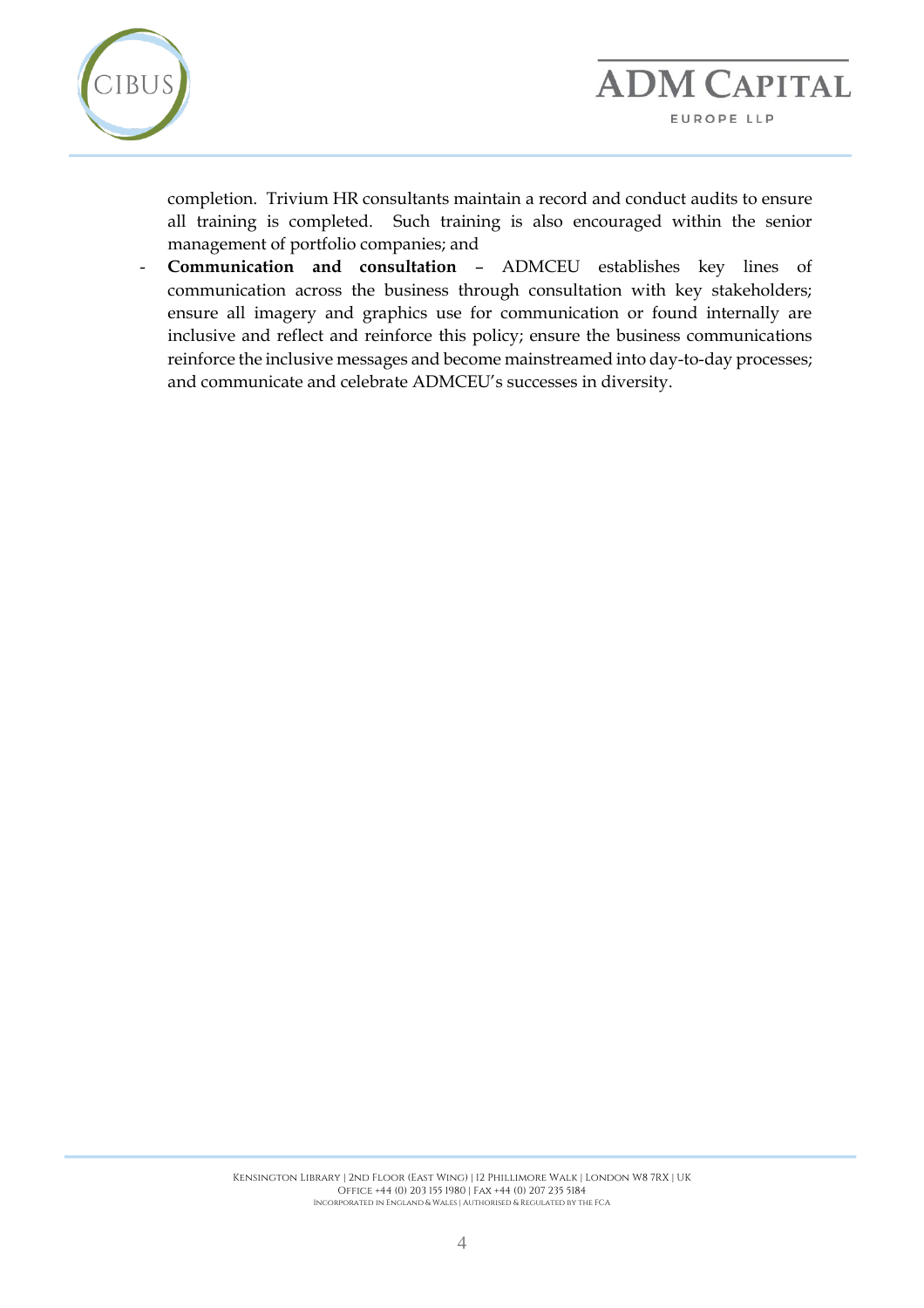completion. Trivium HR consultants maintain a record and conduct audits to ensure all training is completed. Such training is also encouraged within the senior management of portfolio companies; and

- **Communication and consultation** – ADMCEU establishes key lines of communication across the business through consultation with key stakeholders; ensure all imagery and graphics use for communication or found internally are inclusive and reflect and reinforce this policy; ensure the business communications reinforce the inclusive messages and become mainstreamed into day-to-day processes; and communicate and celebrate ADMCEU's successes in diversity.